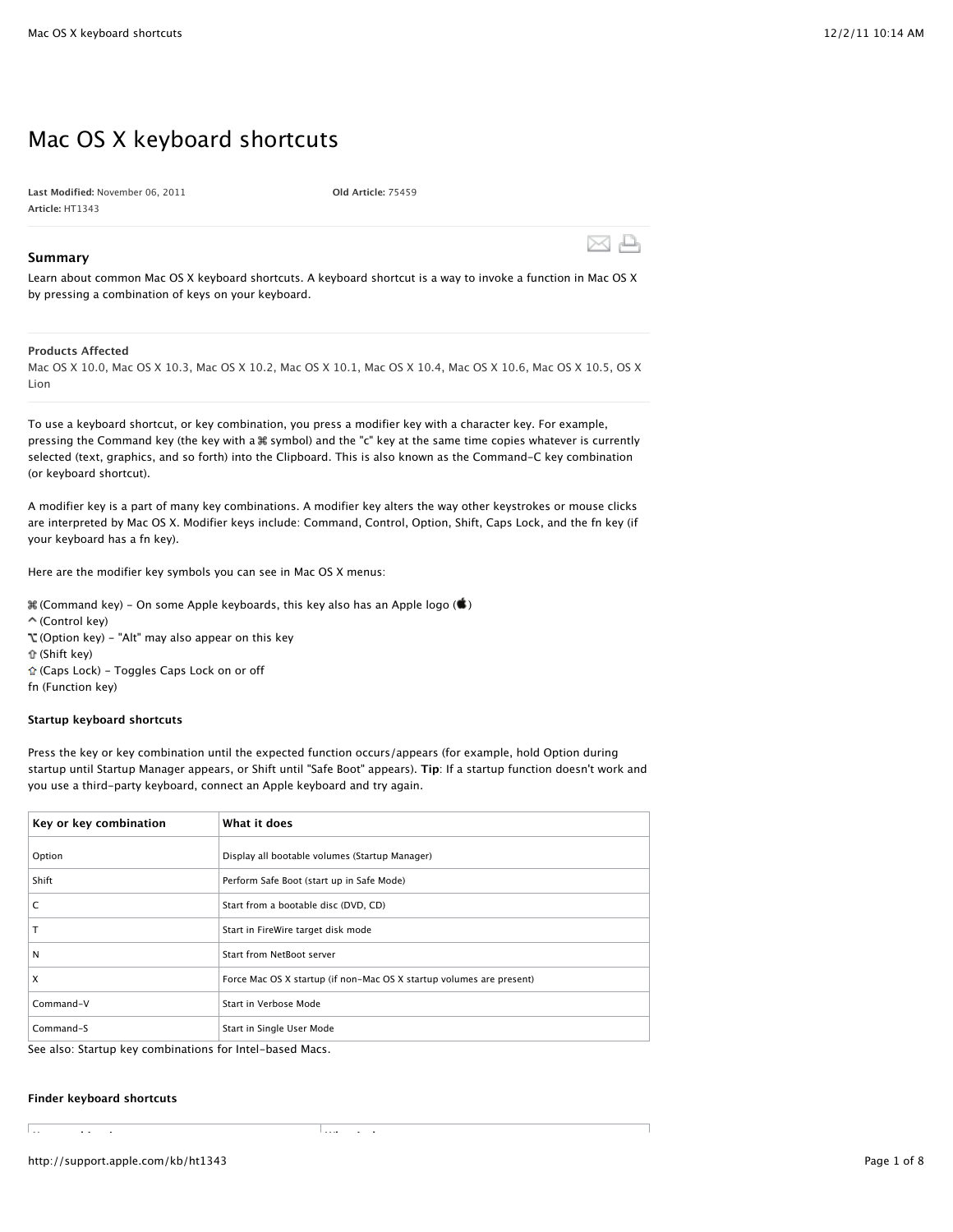# Mac OS X keyboard shortcuts

**Last Modified:** November 06, 2011 **Old Article:** 75459
**Article:** HT1343

## Summary

Learn about common Mac OS X keyboard shortcuts. A keyboard shortcut is a way to invoke a function in Mac OS X by pressing a combination of keys on your keyboard.

### Products Affected

Mac OS X 10.0, Mac OS X 10.3, Mac OS X 10.2, Mac OS X 10.1, Mac OS X 10.4, Mac OS X 10.6, Mac OS X 10.5, OS X Lion

To use a keyboard shortcut, or key combination, you press a modifier key with a character key. For example, pressing the Command key (the key with a ⌘ symbol) and the "c" key at the same time copies whatever is currently selected (text, graphics, and so forth) into the Clipboard. This is also known as the Command-C key combination (or keyboard shortcut).

A modifier key is a part of many key combinations. A modifier key alters the way other keystrokes or mouse clicks are interpreted by Mac OS X. Modifier keys include: Command, Control, Option, Shift, Caps Lock, and the fn key (if your keyboard has a fn key).

Here are the modifier key symbols you can see in Mac OS X menus:

⌘ (Command key) - On some Apple keyboards, this key also has an Apple logo ()
^ (Control key)
⌥ (Option key) - "Alt" may also appear on this key
⇧ (Shift key)
⇪ (Caps Lock) - Toggles Caps Lock on or off
fn (Function key)

**Startup keyboard shortcuts**

Press the key or key combination until the expected function occurs/appears (for example, hold Option during startup until Startup Manager appears, or Shift until "Safe Boot" appears). **Tip**: If a startup function doesn't work and you use a third-party keyboard, connect an Apple keyboard and try again.

| Key or key combination | What it does |
| --- | --- |
| Option | Display all bootable volumes (Startup Manager) |
| Shift | Perform Safe Boot (start up in Safe Mode) |
| C | Start from a bootable disc (DVD, CD) |
| T | Start in FireWire target disk mode |
| N | Start from NetBoot server |
| X | Force Mac OS X startup (if non-Mac OS X startup volumes are present) |
| Command-V | Start in Verbose Mode |
| Command-S | Start in Single User Mode |

See also: Startup key combinations for Intel-based Macs.

**Finder keyboard shortcuts**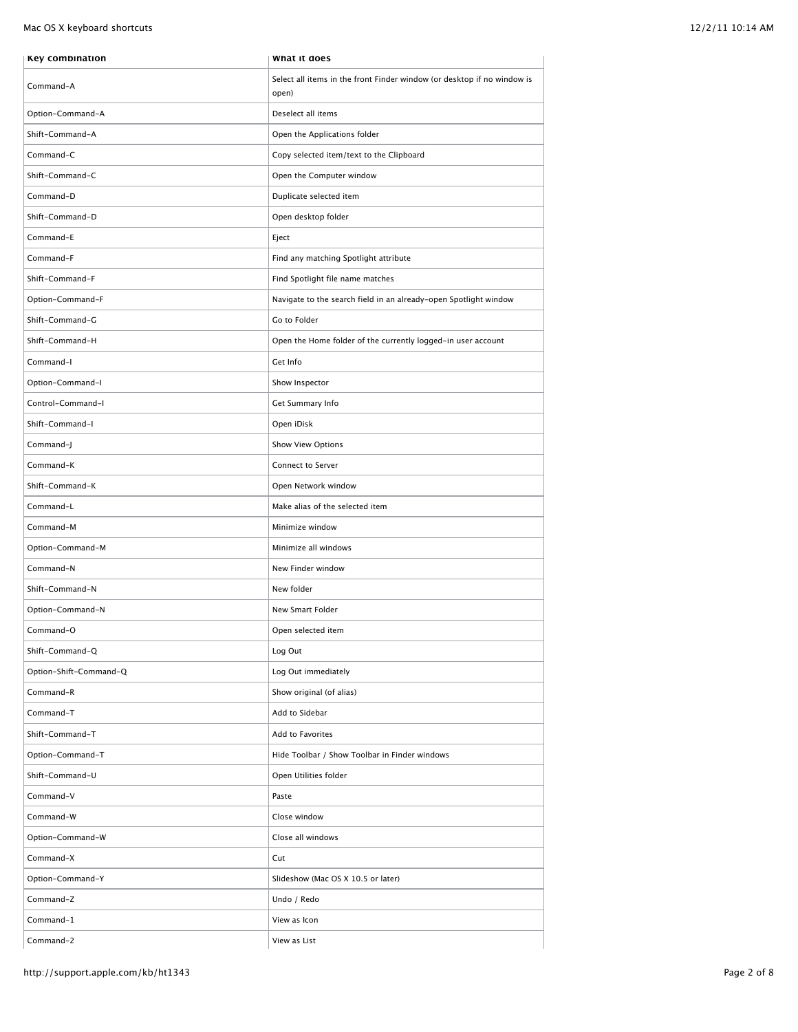| Key combination | What it does |
| --- | --- |
| Command-A | Select all items in the front Finder window (or desktop if no window is open) |
| Option-Command-A | Deselect all items |
| Shift-Command-A | Open the Applications folder |
| Command-C | Copy selected item/text to the Clipboard |
| Shift-Command-C | Open the Computer window |
| Command-D | Duplicate selected item |
| Shift-Command-D | Open desktop folder |
| Command-E | Eject |
| Command-F | Find any matching Spotlight attribute |
| Shift-Command-F | Find Spotlight file name matches |
| Option-Command-F | Navigate to the search field in an already-open Spotlight window |
| Shift-Command-G | Go to Folder |
| Shift-Command-H | Open the Home folder of the currently logged-in user account |
| Command-I | Get Info |
| Option-Command-I | Show Inspector |
| Control-Command-I | Get Summary Info |
| Shift-Command-I | Open iDisk |
| Command-J | Show View Options |
| Command-K | Connect to Server |
| Shift-Command-K | Open Network window |
| Command-L | Make alias of the selected item |
| Command-M | Minimize window |
| Option-Command-M | Minimize all windows |
| Command-N | New Finder window |
| Shift-Command-N | New folder |
| Option-Command-N | New Smart Folder |
| Command-O | Open selected item |
| Shift-Command-Q | Log Out |
| Option-Shift-Command-Q | Log Out immediately |
| Command-R | Show original (of alias) |
| Command-T | Add to Sidebar |
| Shift-Command-T | Add to Favorites |
| Option-Command-T | Hide Toolbar / Show Toolbar in Finder windows |
| Shift-Command-U | Open Utilities folder |
| Command-V | Paste |
| Command-W | Close window |
| Option-Command-W | Close all windows |
| Command-X | Cut |
| Option-Command-Y | Slideshow (Mac OS X 10.5 or later) |
| Command-Z | Undo / Redo |
| Command-1 | View as Icon |
| Command-2 | View as List |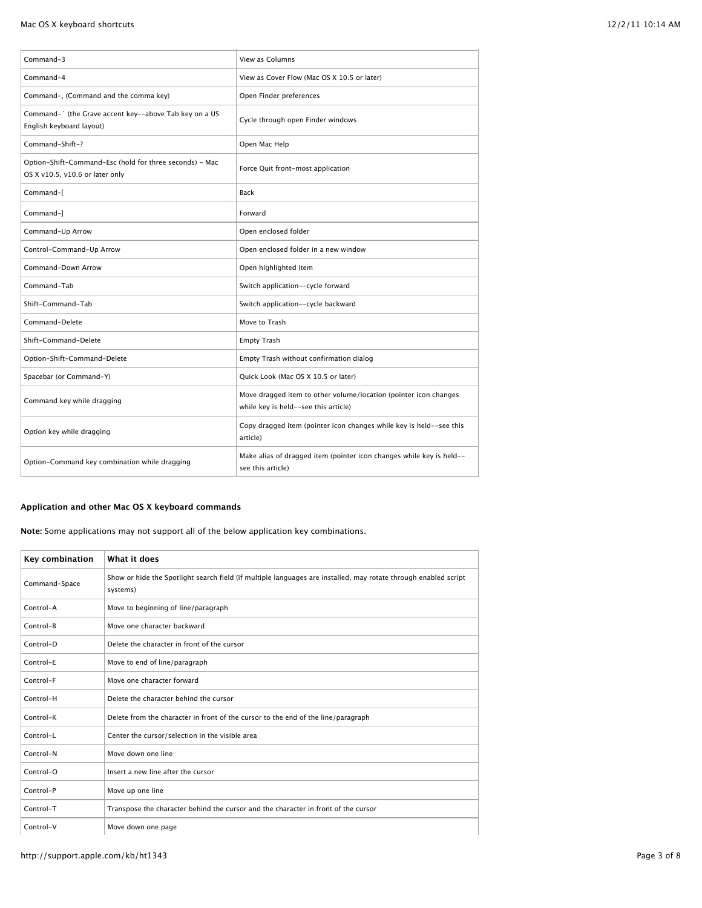| | |
|---|---|
| Command-3 | View as Columns |
| Command-4 | View as Cover Flow (Mac OS X 10.5 or later) |
| Command-, (Command and the comma key) | Open Finder preferences |
| Command-` (the Grave accent key--above Tab key on a US English keyboard layout) | Cycle through open Finder windows |
| Command-Shift-? | Open Mac Help |
| Option-Shift-Command-Esc (hold for three seconds) - Mac OS X v10.5, v10.6 or later only | Force Quit front-most application |
| Command-[ | Back |
| Command-] | Forward |
| Command-Up Arrow | Open enclosed folder |
| Control-Command-Up Arrow | Open enclosed folder in a new window |
| Command-Down Arrow | Open highlighted item |
| Command-Tab | Switch application--cycle forward |
| Shift-Command-Tab | Switch application--cycle backward |
| Command-Delete | Move to Trash |
| Shift-Command-Delete | Empty Trash |
| Option-Shift-Command-Delete | Empty Trash without confirmation dialog |
| Spacebar (or Command-Y) | Quick Look (Mac OS X 10.5 or later) |
| Command key while dragging | Move dragged item to other volume/location (pointer icon changes while key is held--see this article) |
| Option key while dragging | Copy dragged item (pointer icon changes while key is held--see this article) |
| Option-Command key combination while dragging | Make alias of dragged item (pointer icon changes while key is held--see this article) |

**Application and other Mac OS X keyboard commands**

**Note:** Some applications may not support all of the below application key combinations.

| Key combination | What it does |
|---|---|
| Command-Space | Show or hide the Spotlight search field (if multiple languages are installed, may rotate through enabled script systems) |
| Control-A | Move to beginning of line/paragraph |
| Control-B | Move one character backward |
| Control-D | Delete the character in front of the cursor |
| Control-E | Move to end of line/paragraph |
| Control-F | Move one character forward |
| Control-H | Delete the character behind the cursor |
| Control-K | Delete from the character in front of the cursor to the end of the line/paragraph |
| Control-L | Center the cursor/selection in the visible area |
| Control-N | Move down one line |
| Control-O | Insert a new line after the cursor |
| Control-P | Move up one line |
| Control-T | Transpose the character behind the cursor and the character in front of the cursor |
| Control-V | Move down one page |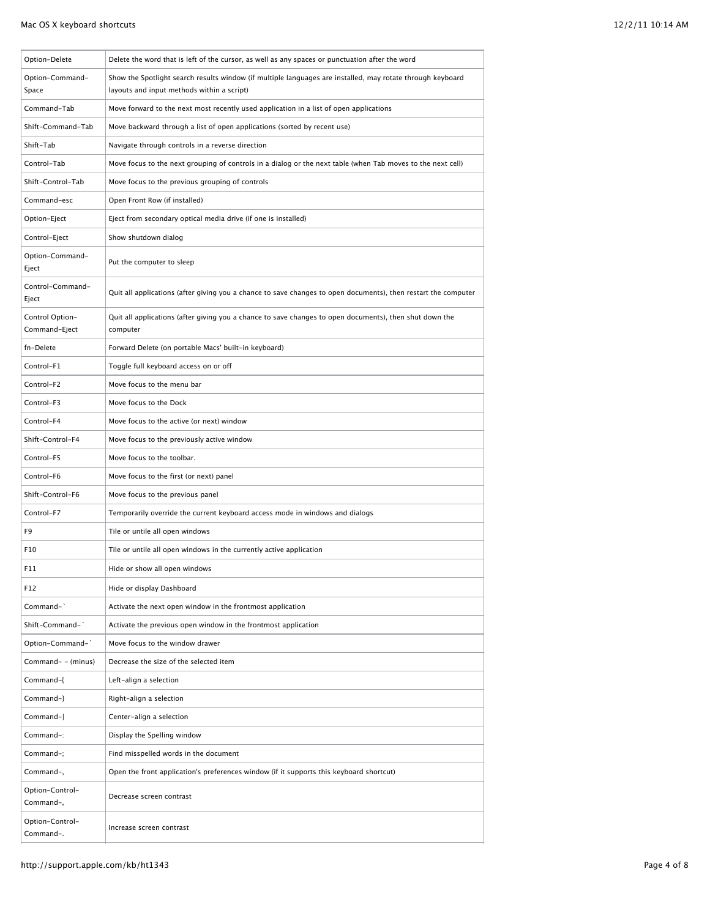| Option-Delete | Delete the word that is left of the cursor, as well as any spaces or punctuation after the word |
|---|---|
| Option-Command-Space | Show the Spotlight search results window (if multiple languages are installed, may rotate through keyboard layouts and input methods within a script) |
| Command-Tab | Move forward to the next most recently used application in a list of open applications |
| Shift-Command-Tab | Move backward through a list of open applications (sorted by recent use) |
| Shift-Tab | Navigate through controls in a reverse direction |
| Control-Tab | Move focus to the next grouping of controls in a dialog or the next table (when Tab moves to the next cell) |
| Shift-Control-Tab | Move focus to the previous grouping of controls |
| Command-esc | Open Front Row (if installed) |
| Option-Eject | Eject from secondary optical media drive (if one is installed) |
| Control-Eject | Show shutdown dialog |
| Option-Command-Eject | Put the computer to sleep |
| Control-Command-Eject | Quit all applications (after giving you a chance to save changes to open documents), then restart the computer |
| Control Option-Command-Eject | Quit all applications (after giving you a chance to save changes to open documents), then shut down the computer |
| fn-Delete | Forward Delete (on portable Macs' built-in keyboard) |
| Control-F1 | Toggle full keyboard access on or off |
| Control-F2 | Move focus to the menu bar |
| Control-F3 | Move focus to the Dock |
| Control-F4 | Move focus to the active (or next) window |
| Shift-Control-F4 | Move focus to the previously active window |
| Control-F5 | Move focus to the toolbar. |
| Control-F6 | Move focus to the first (or next) panel |
| Shift-Control-F6 | Move focus to the previous panel |
| Control-F7 | Temporarily override the current keyboard access mode in windows and dialogs |
| F9 | Tile or untile all open windows |
| F10 | Tile or untile all open windows in the currently active application |
| F11 | Hide or show all open windows |
| F12 | Hide or display Dashboard |
| Command-` | Activate the next open window in the frontmost application |
| Shift-Command-` | Activate the previous open window in the frontmost application |
| Option-Command-` | Move focus to the window drawer |
| Command- - (minus) | Decrease the size of the selected item |
| Command-{ | Left-align a selection |
| Command-} | Right-align a selection |
| Command-\| | Center-align a selection |
| Command-: | Display the Spelling window |
| Command-; | Find misspelled words in the document |
| Command-, | Open the front application's preferences window (if it supports this keyboard shortcut) |
| Option-Control-Command-, | Decrease screen contrast |
| Option-Control-Command-. | Increase screen contrast |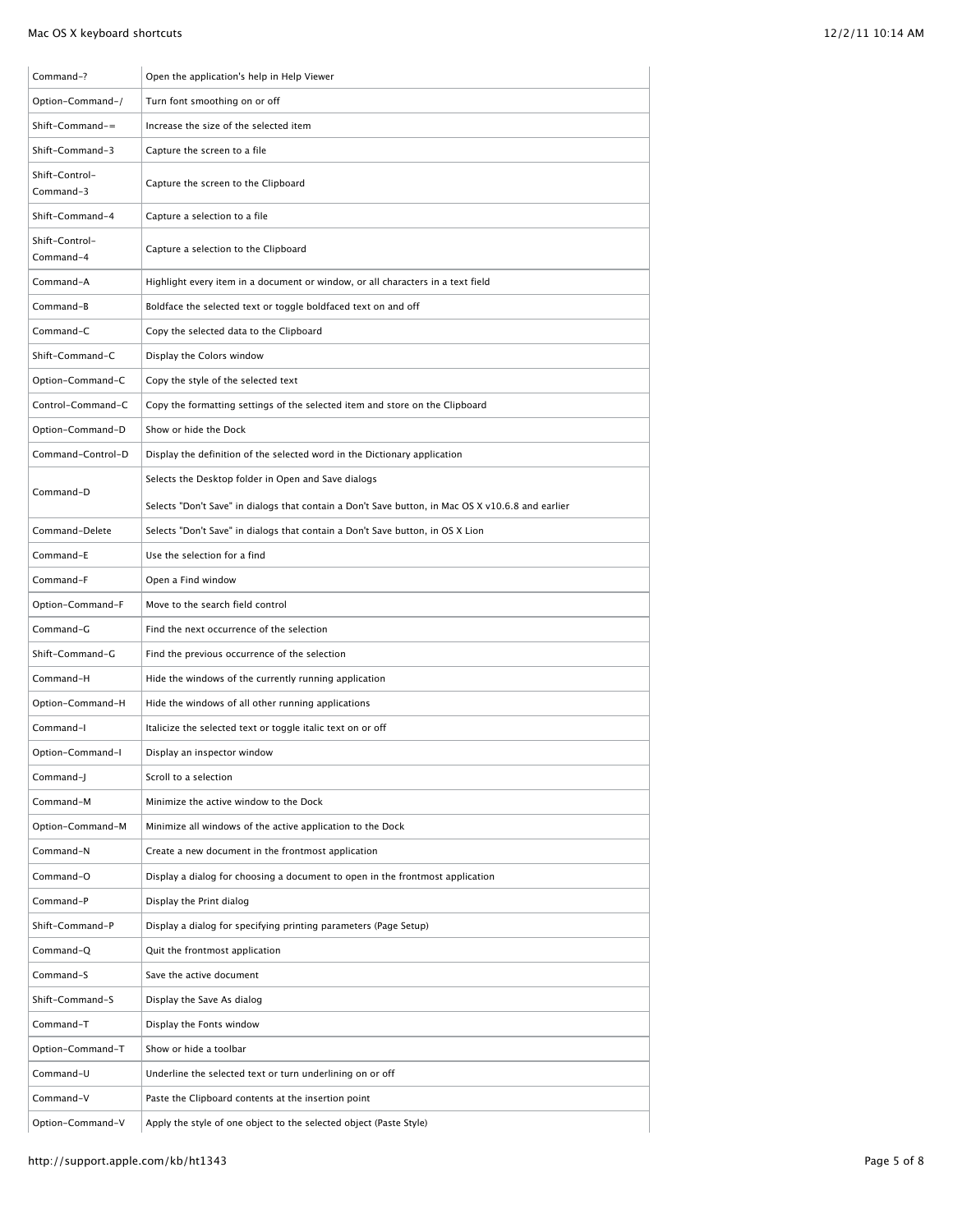| | |
|---|---|
| Command-? | Open the application's help in Help Viewer |
| Option-Command-/ | Turn font smoothing on or off |
| Shift-Command-= | Increase the size of the selected item |
| Shift-Command-3 | Capture the screen to a file |
| Shift-Control-Command-3 | Capture the screen to the Clipboard |
| Shift-Command-4 | Capture a selection to a file |
| Shift-Control-Command-4 | Capture a selection to the Clipboard |
| Command-A | Highlight every item in a document or window, or all characters in a text field |
| Command-B | Boldface the selected text or toggle boldfaced text on and off |
| Command-C | Copy the selected data to the Clipboard |
| Shift-Command-C | Display the Colors window |
| Option-Command-C | Copy the style of the selected text |
| Control-Command-C | Copy the formatting settings of the selected item and store on the Clipboard |
| Option-Command-D | Show or hide the Dock |
| Command-Control-D | Display the definition of the selected word in the Dictionary application |
| Command-D | Selects the Desktop folder in Open and Save dialogs<br><br>Selects "Don't Save" in dialogs that contain a Don't Save button, in Mac OS X v10.6.8 and earlier |
| Command-Delete | Selects "Don't Save" in dialogs that contain a Don't Save button, in OS X Lion |
| Command-E | Use the selection for a find |
| Command-F | Open a Find window |
| Option-Command-F | Move to the search field control |
| Command-G | Find the next occurrence of the selection |
| Shift-Command-G | Find the previous occurrence of the selection |
| Command-H | Hide the windows of the currently running application |
| Option-Command-H | Hide the windows of all other running applications |
| Command-I | Italicize the selected text or toggle italic text on or off |
| Option-Command-I | Display an inspector window |
| Command-J | Scroll to a selection |
| Command-M | Minimize the active window to the Dock |
| Option-Command-M | Minimize all windows of the active application to the Dock |
| Command-N | Create a new document in the frontmost application |
| Command-O | Display a dialog for choosing a document to open in the frontmost application |
| Command-P | Display the Print dialog |
| Shift-Command-P | Display a dialog for specifying printing parameters (Page Setup) |
| Command-Q | Quit the frontmost application |
| Command-S | Save the active document |
| Shift-Command-S | Display the Save As dialog |
| Command-T | Display the Fonts window |
| Option-Command-T | Show or hide a toolbar |
| Command-U | Underline the selected text or turn underlining on or off |
| Command-V | Paste the Clipboard contents at the insertion point |
| Option-Command-V | Apply the style of one object to the selected object (Paste Style) |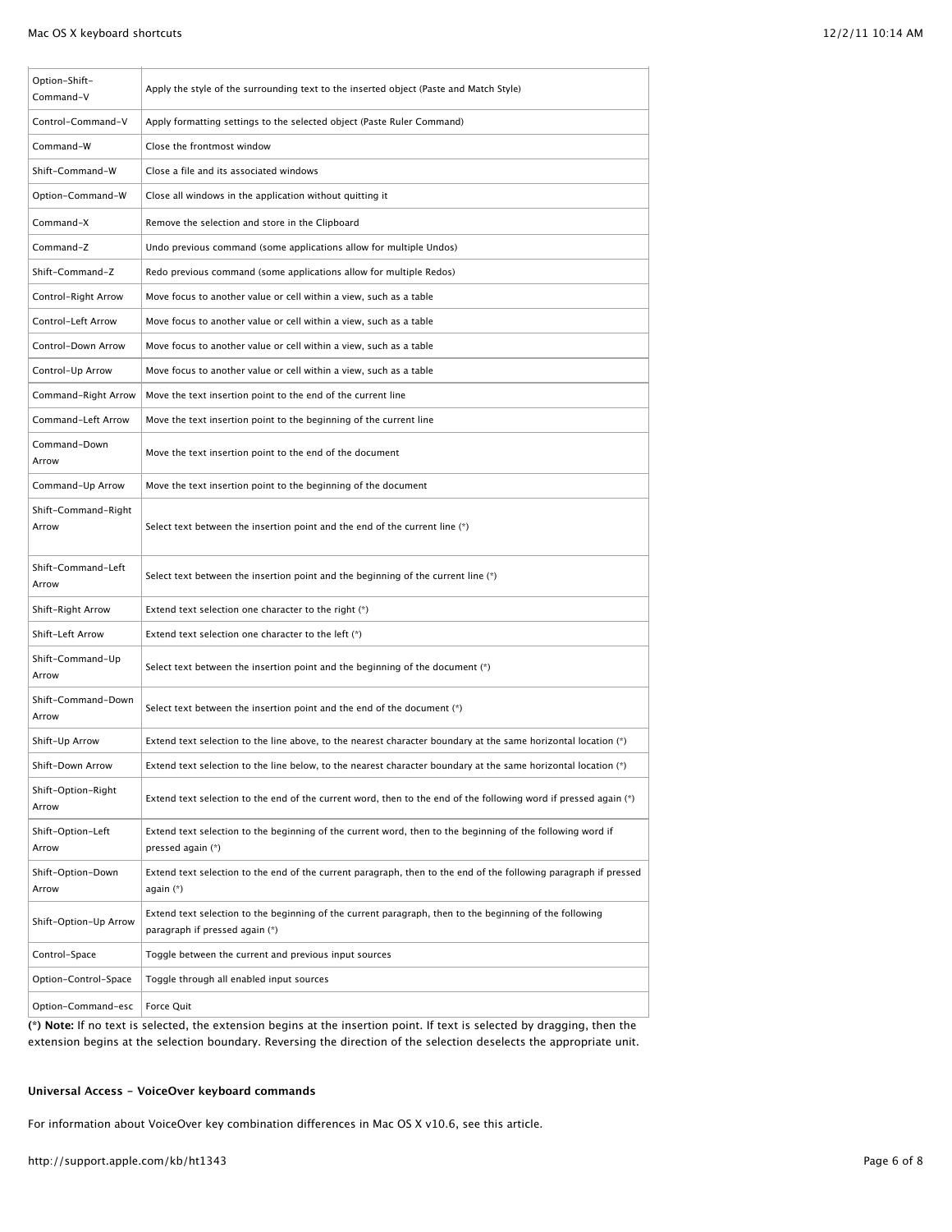| | |
|---|---|
| Option-Shift-Command-V | Apply the style of the surrounding text to the inserted object (Paste and Match Style) |
| Control-Command-V | Apply formatting settings to the selected object (Paste Ruler Command) |
| Command-W | Close the frontmost window |
| Shift-Command-W | Close a file and its associated windows |
| Option-Command-W | Close all windows in the application without quitting it |
| Command-X | Remove the selection and store in the Clipboard |
| Command-Z | Undo previous command (some applications allow for multiple Undos) |
| Shift-Command-Z | Redo previous command (some applications allow for multiple Redos) |
| Control-Right Arrow | Move focus to another value or cell within a view, such as a table |
| Control-Left Arrow | Move focus to another value or cell within a view, such as a table |
| Control-Down Arrow | Move focus to another value or cell within a view, such as a table |
| Control-Up Arrow | Move focus to another value or cell within a view, such as a table |
| Command-Right Arrow | Move the text insertion point to the end of the current line |
| Command-Left Arrow | Move the text insertion point to the beginning of the current line |
| Command-Down Arrow | Move the text insertion point to the end of the document |
| Command-Up Arrow | Move the text insertion point to the beginning of the document |
| Shift-Command-Right Arrow | Select text between the insertion point and the end of the current line (*) |
| Shift-Command-Left Arrow | Select text between the insertion point and the beginning of the current line (*) |
| Shift-Right Arrow | Extend text selection one character to the right (*) |
| Shift-Left Arrow | Extend text selection one character to the left (*) |
| Shift-Command-Up Arrow | Select text between the insertion point and the beginning of the document (*) |
| Shift-Command-Down Arrow | Select text between the insertion point and the end of the document (*) |
| Shift-Up Arrow | Extend text selection to the line above, to the nearest character boundary at the same horizontal location (*) |
| Shift-Down Arrow | Extend text selection to the line below, to the nearest character boundary at the same horizontal location (*) |
| Shift-Option-Right Arrow | Extend text selection to the end of the current word, then to the end of the following word if pressed again (*) |
| Shift-Option-Left Arrow | Extend text selection to the beginning of the current word, then to the beginning of the following word if pressed again (*) |
| Shift-Option-Down Arrow | Extend text selection to the end of the current paragraph, then to the end of the following paragraph if pressed again (*) |
| Shift-Option-Up Arrow | Extend text selection to the beginning of the current paragraph, then to the beginning of the following paragraph if pressed again (*) |
| Control-Space | Toggle between the current and previous input sources |
| Option-Control-Space | Toggle through all enabled input sources |
| Option-Command-esc | Force Quit |

**(*) Note:** If no text is selected, the extension begins at the insertion point. If text is selected by dragging, then the extension begins at the selection boundary. Reversing the direction of the selection deselects the appropriate unit.

**Universal Access - VoiceOver keyboard commands**

For information about VoiceOver key combination differences in Mac OS X v10.6, see this article.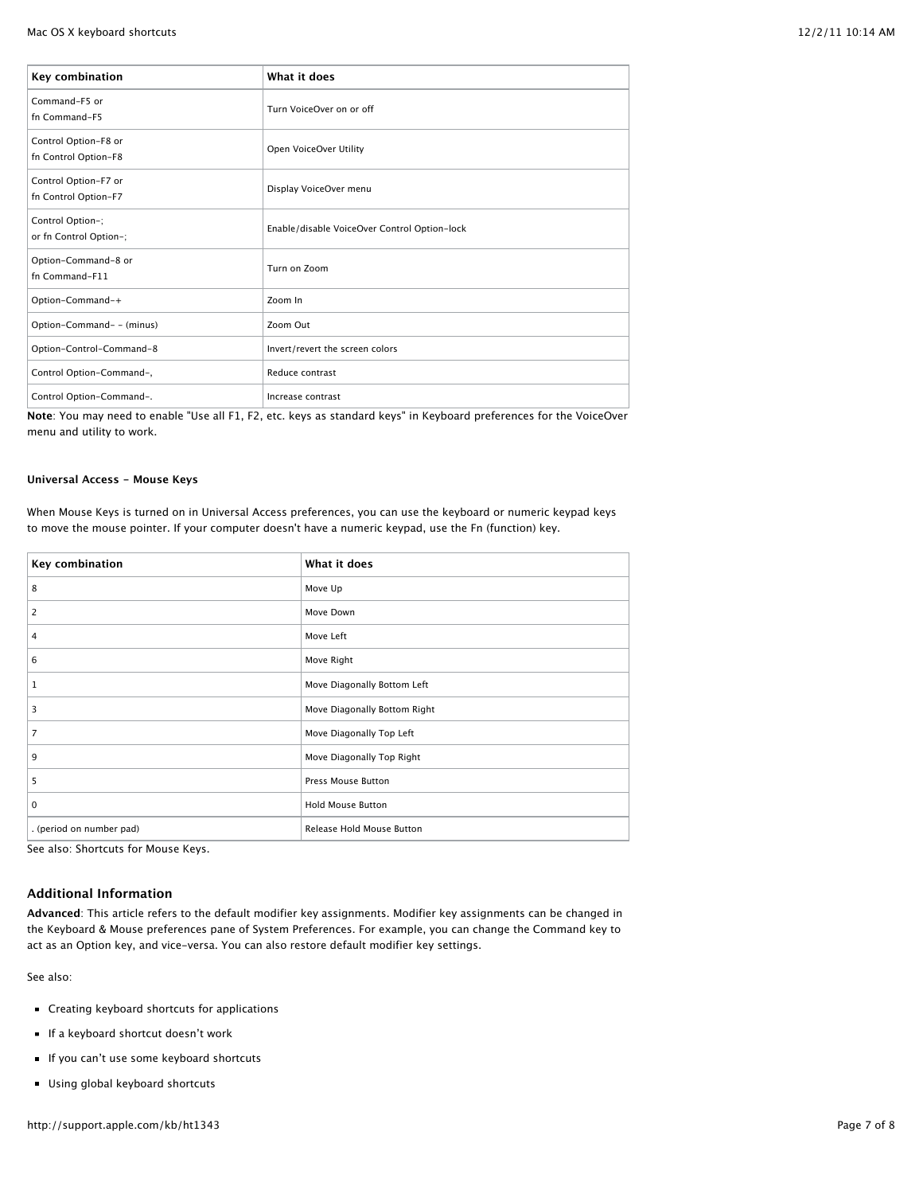| Key combination | What it does |
| --- | --- |
| Command-F5 or<br>fn Command-F5 | Turn VoiceOver on or off |
| Control Option-F8 or<br>fn Control Option-F8 | Open VoiceOver Utility |
| Control Option-F7 or<br>fn Control Option-F7 | Display VoiceOver menu |
| Control Option-;<br>or fn Control Option-; | Enable/disable VoiceOver Control Option-lock |
| Option-Command-8 or<br>fn Command-F11 | Turn on Zoom |
| Option-Command-+ | Zoom In |
| Option-Command- - (minus) | Zoom Out |
| Option-Control-Command-8 | Invert/revert the screen colors |
| Control Option-Command-, | Reduce contrast |
| Control Option-Command-. | Increase contrast |

**Note**: You may need to enable "Use all F1, F2, etc. keys as standard keys" in Keyboard preferences for the VoiceOver menu and utility to work.

#### Universal Access - Mouse Keys

When Mouse Keys is turned on in Universal Access preferences, you can use the keyboard or numeric keypad keys to move the mouse pointer. If your computer doesn't have a numeric keypad, use the Fn (function) key.

| Key combination | What it does |
| --- | --- |
| 8 | Move Up |
| 2 | Move Down |
| 4 | Move Left |
| 6 | Move Right |
| 1 | Move Diagonally Bottom Left |
| 3 | Move Diagonally Bottom Right |
| 7 | Move Diagonally Top Left |
| 9 | Move Diagonally Top Right |
| 5 | Press Mouse Button |
| 0 | Hold Mouse Button |
| . (period on number pad) | Release Hold Mouse Button |

See also: Shortcuts for Mouse Keys.

### Additional Information

**Advanced**: This article refers to the default modifier key assignments. Modifier key assignments can be changed in the Keyboard & Mouse preferences pane of System Preferences. For example, you can change the Command key to act as an Option key, and vice-versa. You can also restore default modifier key settings.

See also:

- Creating keyboard shortcuts for applications
- If a keyboard shortcut doesn't work
- If you can't use some keyboard shortcuts
- Using global keyboard shortcuts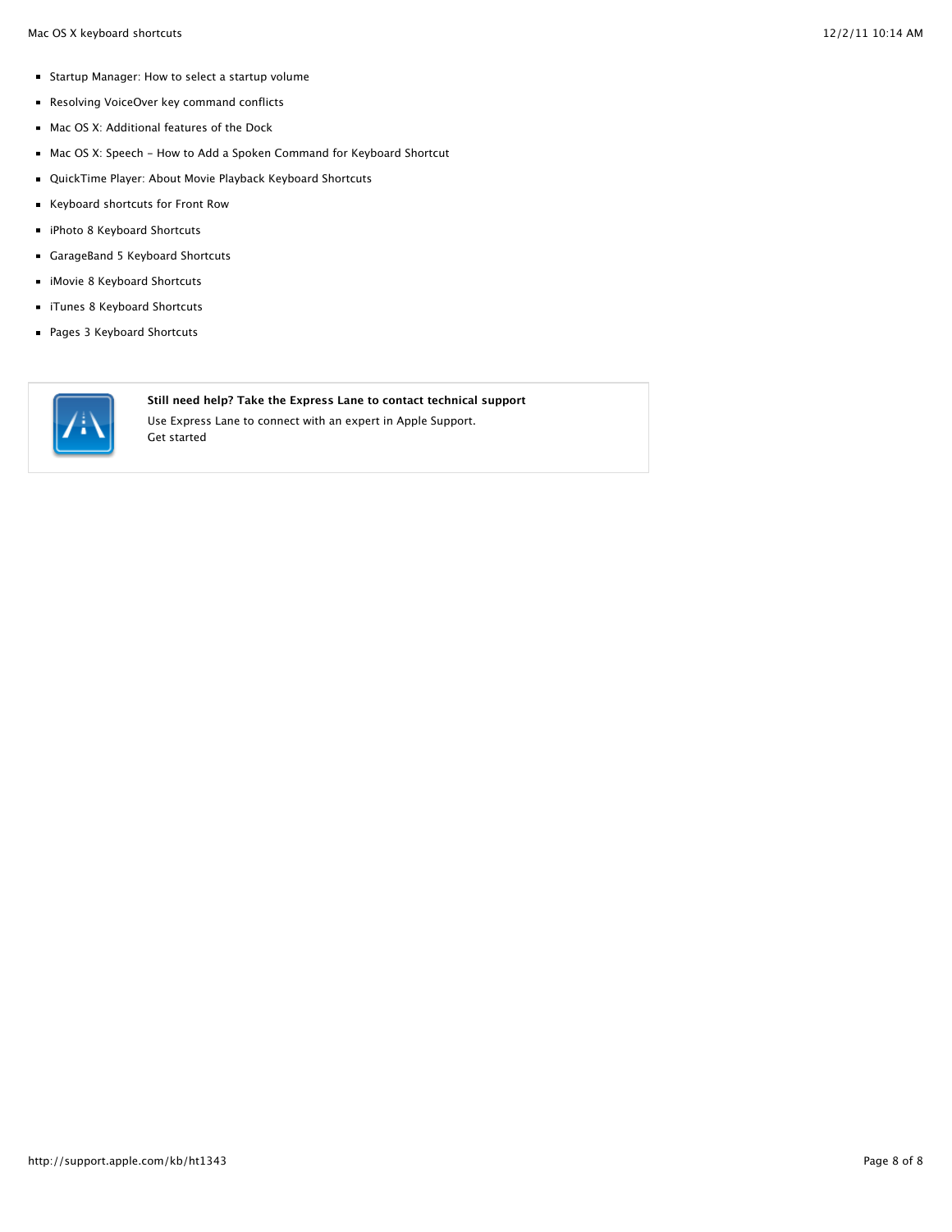- Startup Manager: How to select a startup volume
- Resolving VoiceOver key command conflicts
- Mac OS X: Additional features of the Dock
- Mac OS X: Speech – How to Add a Spoken Command for Keyboard Shortcut
- QuickTime Player: About Movie Playback Keyboard Shortcuts
- Keyboard shortcuts for Front Row
- iPhoto 8 Keyboard Shortcuts
- GarageBand 5 Keyboard Shortcuts
- iMovie 8 Keyboard Shortcuts
- iTunes 8 Keyboard Shortcuts
- Pages 3 Keyboard Shortcuts

**Still need help? Take the Express Lane to contact technical support**

Use Express Lane to connect with an expert in Apple Support.
Get started